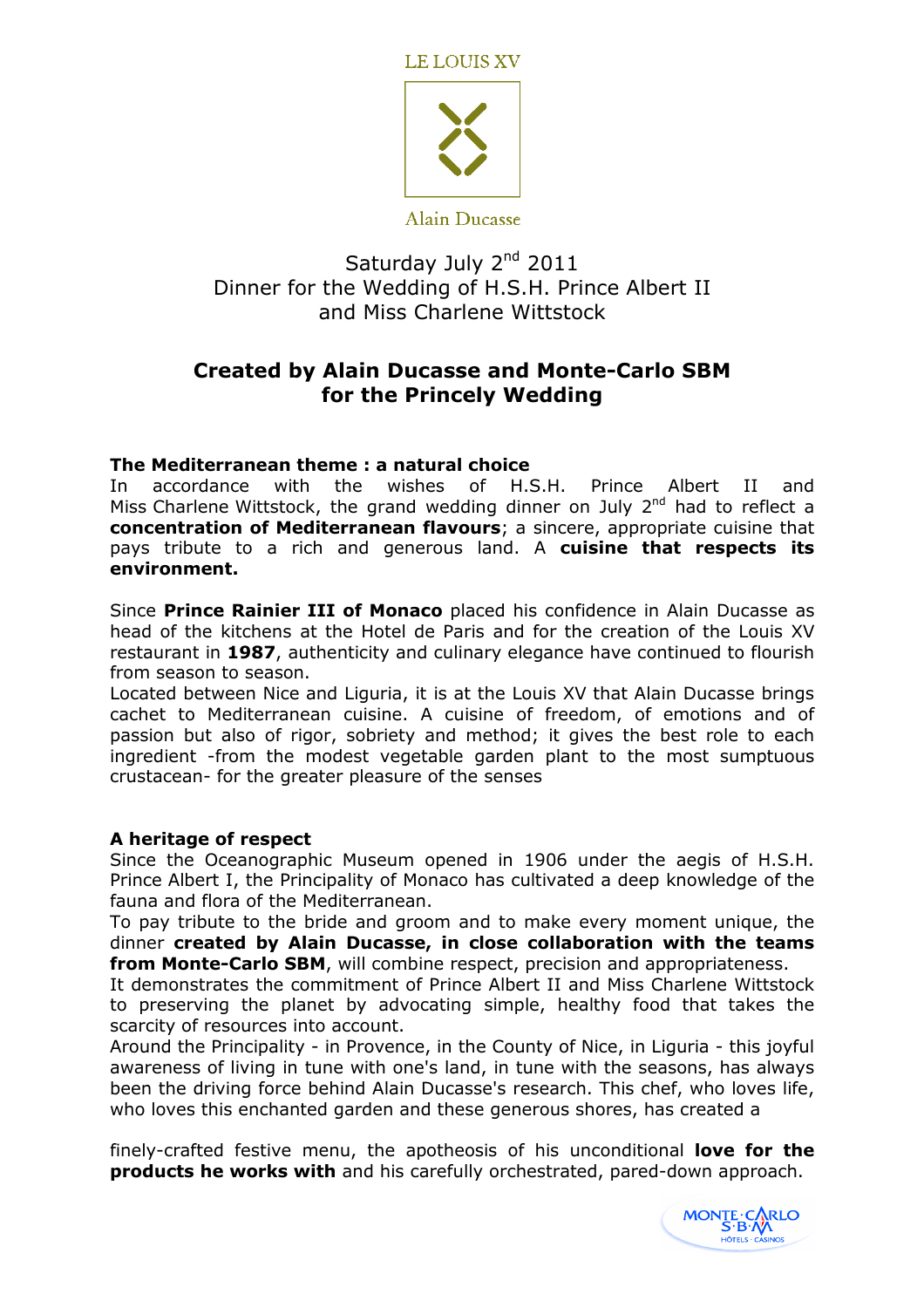LE LOUIS XV

Alain Ducasse

Saturday July 2nd 2011
Dinner for the Wedding of H.S.H. Prince Albert II
and Miss Charlene Wittstock

## Created by Alain Ducasse and Monte-Carlo SBM for the Princely Wedding

### The Mediterranean theme : a natural choice

In accordance with the wishes of H.S.H. Prince Albert II and Miss Charlene Wittstock, the grand wedding dinner on July 2nd had to reflect a **concentration of Mediterranean flavours**; a sincere, appropriate cuisine that pays tribute to a rich and generous land. A **cuisine that respects its environment.**

Since **Prince Rainier III of Monaco** placed his confidence in Alain Ducasse as head of the kitchens at the Hotel de Paris and for the creation of the Louis XV restaurant in **1987**, authenticity and culinary elegance have continued to flourish from season to season.

Located between Nice and Liguria, it is at the Louis XV that Alain Ducasse brings cachet to Mediterranean cuisine. A cuisine of freedom, of emotions and of passion but also of rigor, sobriety and method; it gives the best role to each ingredient -from the modest vegetable garden plant to the most sumptuous crustacean- for the greater pleasure of the senses

### A heritage of respect

Since the Oceanographic Museum opened in 1906 under the aegis of H.S.H. Prince Albert I, the Principality of Monaco has cultivated a deep knowledge of the fauna and flora of the Mediterranean.

To pay tribute to the bride and groom and to make every moment unique, the dinner **created by Alain Ducasse, in close collaboration with the teams from Monte-Carlo SBM**, will combine respect, precision and appropriateness.

It demonstrates the commitment of Prince Albert II and Miss Charlene Wittstock to preserving the planet by advocating simple, healthy food that takes the scarcity of resources into account.

Around the Principality - in Provence, in the County of Nice, in Liguria - this joyful awareness of living in tune with one's land, in tune with the seasons, has always been the driving force behind Alain Ducasse's research. This chef, who loves life, who loves this enchanted garden and these generous shores, has created a finely-crafted festive menu, the apotheosis of his unconditional **love for the products he works with** and his carefully orchestrated, pared-down approach.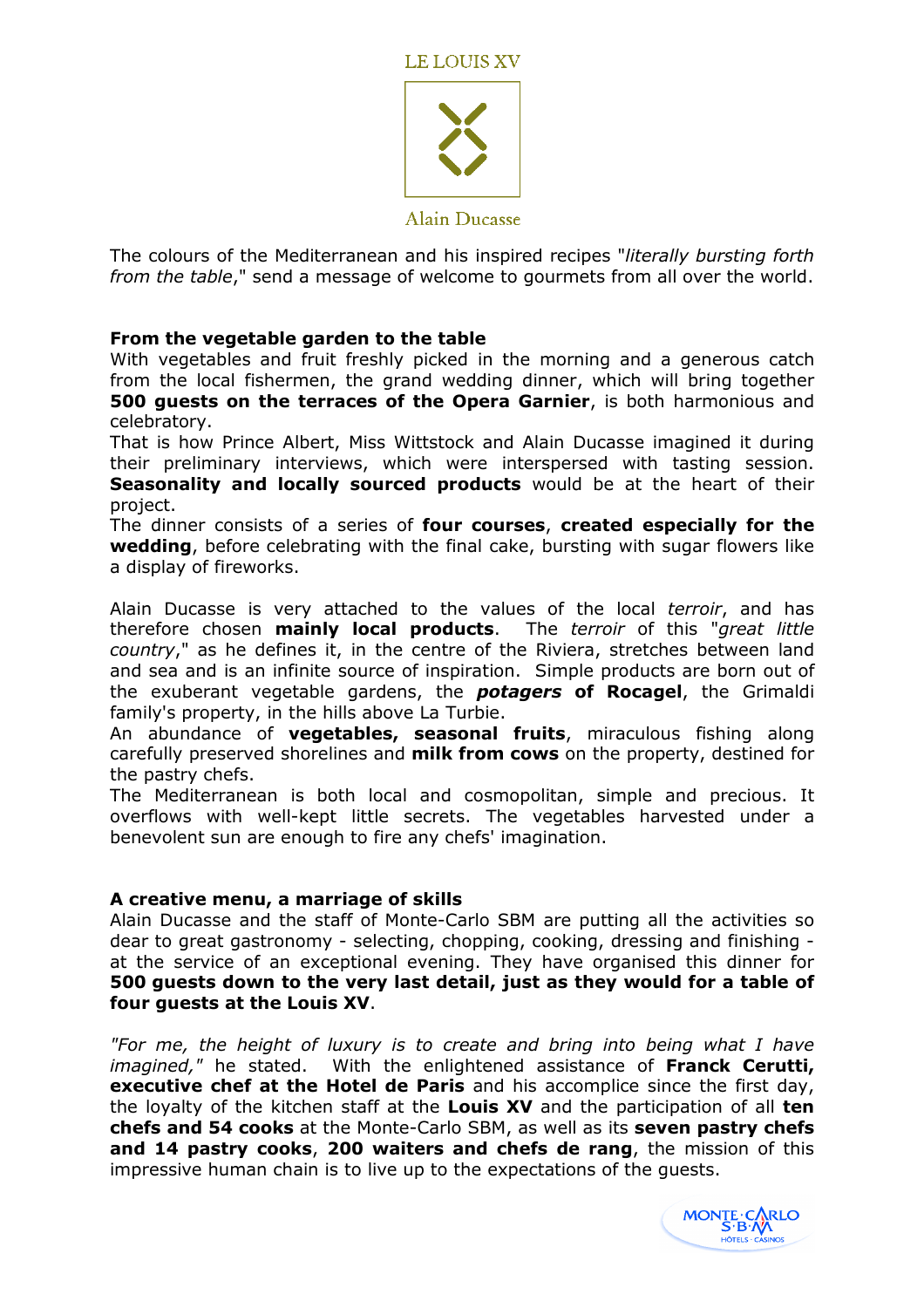The colours of the Mediterranean and his inspired recipes "*literally bursting forth from the table*," send a message of welcome to gourmets from all over the world.

**From the vegetable garden to the table**

With vegetables and fruit freshly picked in the morning and a generous catch from the local fishermen, the grand wedding dinner, which will bring together **500 guests on the terraces of the Opera Garnier**, is both harmonious and celebratory.

That is how Prince Albert, Miss Wittstock and Alain Ducasse imagined it during their preliminary interviews, which were interspersed with tasting session. **Seasonality and locally sourced products** would be at the heart of their project.

The dinner consists of a series of **four courses**, **created especially for the wedding**, before celebrating with the final cake, bursting with sugar flowers like a display of fireworks.

Alain Ducasse is very attached to the values of the local *terroir*, and has therefore chosen **mainly local products**. The *terroir* of this "*great little country*," as he defines it, in the centre of the Riviera, stretches between land and sea and is an infinite source of inspiration. Simple products are born out of the exuberant vegetable gardens, the ***potagers* of Rocagel**, the Grimaldi family's property, in the hills above La Turbie.

An abundance of **vegetables, seasonal fruits**, miraculous fishing along carefully preserved shorelines and **milk from cows** on the property, destined for the pastry chefs.

The Mediterranean is both local and cosmopolitan, simple and precious. It overflows with well-kept little secrets. The vegetables harvested under a benevolent sun are enough to fire any chefs' imagination.

**A creative menu, a marriage of skills**

Alain Ducasse and the staff of Monte-Carlo SBM are putting all the activities so dear to great gastronomy - selecting, chopping, cooking, dressing and finishing - at the service of an exceptional evening. They have organised this dinner for **500 guests down to the very last detail, just as they would for a table of four guests at the Louis XV**.

*"For me, the height of luxury is to create and bring into being what I have imagined,"* he stated. With the enlightened assistance of **Franck Cerutti, executive chef at the Hotel de Paris** and his accomplice since the first day, the loyalty of the kitchen staff at the **Louis XV** and the participation of all **ten chefs and 54 cooks** at the Monte-Carlo SBM, as well as its **seven pastry chefs and 14 pastry cooks**, **200 waiters and chefs de rang**, the mission of this impressive human chain is to live up to the expectations of the guests.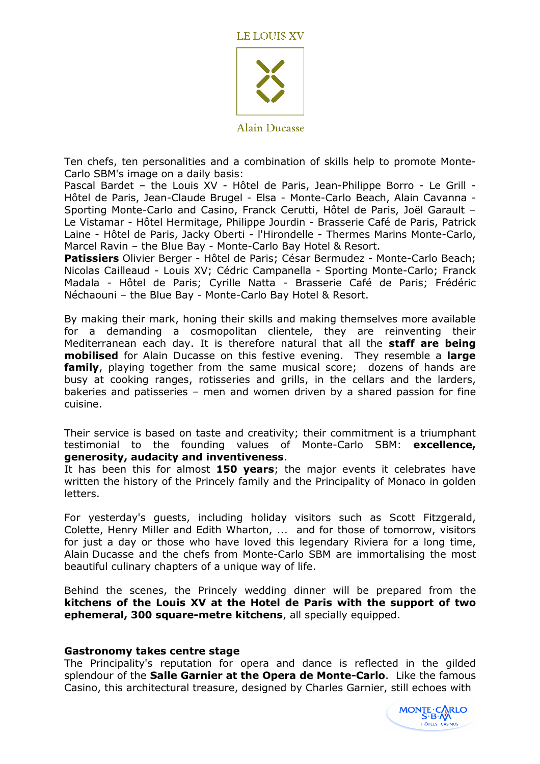LE LOUIS XV

Alain Ducasse

Ten chefs, ten personalities and a combination of skills help to promote Monte-Carlo SBM's image on a daily basis:
Pascal Bardet – the Louis XV - Hôtel de Paris, Jean-Philippe Borro - Le Grill - Hôtel de Paris, Jean-Claude Brugel - Elsa - Monte-Carlo Beach, Alain Cavanna - Sporting Monte-Carlo and Casino, Franck Cerutti, Hôtel de Paris, Joël Garault – Le Vistamar - Hôtel Hermitage, Philippe Jourdin - Brasserie Café de Paris, Patrick Laine - Hôtel de Paris, Jacky Oberti - l'Hirondelle - Thermes Marins Monte-Carlo, Marcel Ravin – the Blue Bay - Monte-Carlo Bay Hotel & Resort.
**Patissiers** Olivier Berger - Hôtel de Paris; César Bermudez - Monte-Carlo Beach; Nicolas Cailleaud - Louis XV; Cédric Campanella - Sporting Monte-Carlo; Franck Madala - Hôtel de Paris; Cyrille Natta - Brasserie Café de Paris; Frédéric Néchaouni – the Blue Bay - Monte-Carlo Bay Hotel & Resort.

By making their mark, honing their skills and making themselves more available for a demanding a cosmopolitan clientele, they are reinventing their Mediterranean each day. It is therefore natural that all the **staff are being mobilised** for Alain Ducasse on this festive evening. They resemble a **large family**, playing together from the same musical score; dozens of hands are busy at cooking ranges, rotisseries and grills, in the cellars and the larders, bakeries and patisseries – men and women driven by a shared passion for fine cuisine.

Their service is based on taste and creativity; their commitment is a triumphant testimonial to the founding values of Monte-Carlo SBM: **excellence, generosity, audacity and inventiveness**.
It has been this for almost **150 years**; the major events it celebrates have written the history of the Princely family and the Principality of Monaco in golden letters.

For yesterday's guests, including holiday visitors such as Scott Fitzgerald, Colette, Henry Miller and Edith Wharton, ... and for those of tomorrow, visitors for just a day or those who have loved this legendary Riviera for a long time, Alain Ducasse and the chefs from Monte-Carlo SBM are immortalising the most beautiful culinary chapters of a unique way of life.

Behind the scenes, the Princely wedding dinner will be prepared from the **kitchens of the Louis XV at the Hotel de Paris with the support of two ephemeral, 300 square-metre kitchens**, all specially equipped.

**Gastronomy takes centre stage**
The Principality's reputation for opera and dance is reflected in the gilded splendour of the **Salle Garnier at the Opera de Monte-Carlo**. Like the famous Casino, this architectural treasure, designed by Charles Garnier, still echoes with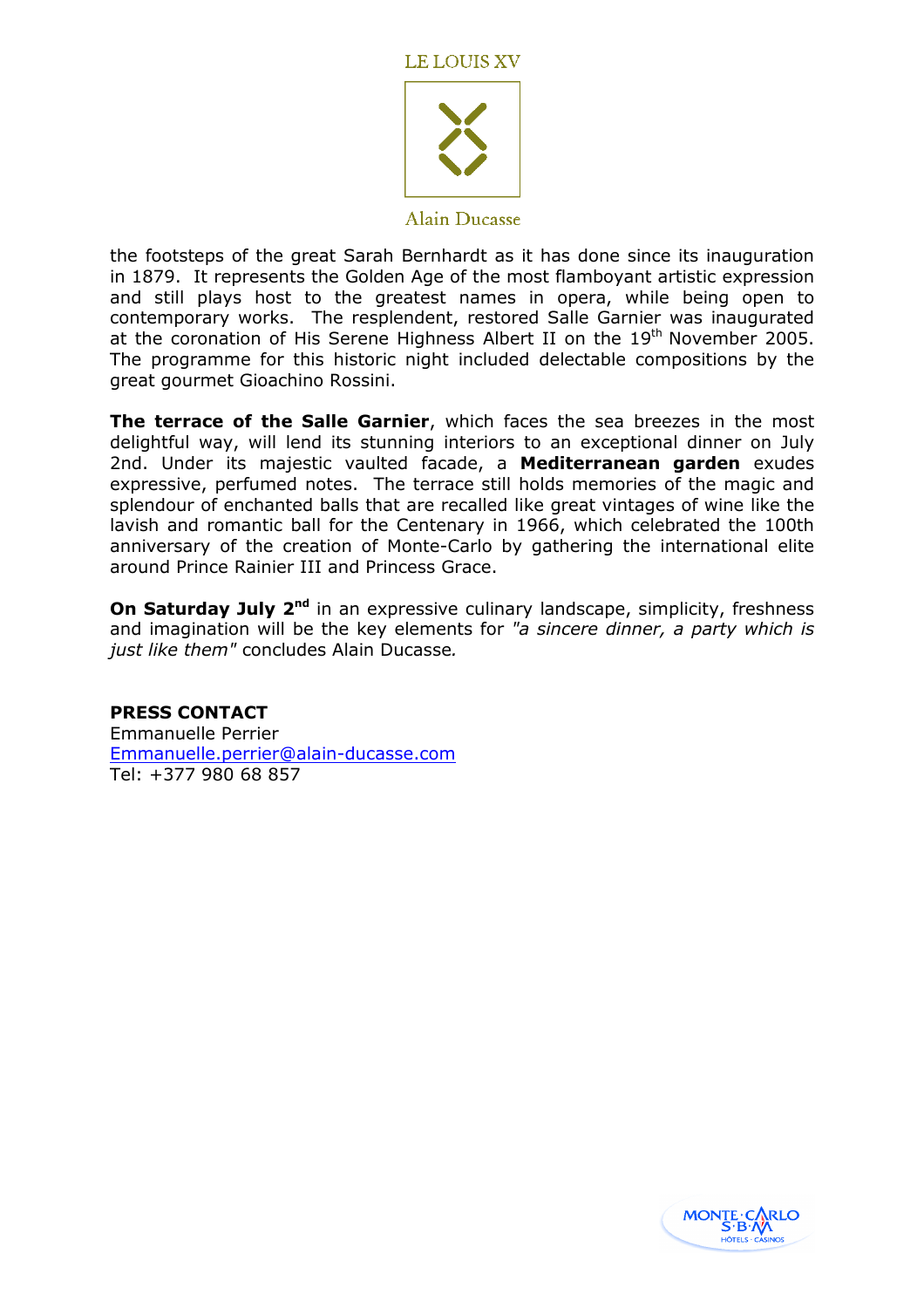the footsteps of the great Sarah Bernhardt as it has done since its inauguration in 1879. It represents the Golden Age of the most flamboyant artistic expression and still plays host to the greatest names in opera, while being open to contemporary works. The resplendent, restored Salle Garnier was inaugurated at the coronation of His Serene Highness Albert II on the 19th November 2005. The programme for this historic night included delectable compositions by the great gourmet Gioachino Rossini.

**The terrace of the Salle Garnier**, which faces the sea breezes in the most delightful way, will lend its stunning interiors to an exceptional dinner on July 2nd. Under its majestic vaulted facade, a **Mediterranean garden** exudes expressive, perfumed notes. The terrace still holds memories of the magic and splendour of enchanted balls that are recalled like great vintages of wine like the lavish and romantic ball for the Centenary in 1966, which celebrated the 100th anniversary of the creation of Monte-Carlo by gathering the international elite around Prince Rainier III and Princess Grace.

**On Saturday July 2nd** in an expressive culinary landscape, simplicity, freshness and imagination will be the key elements for *"a sincere dinner, a party which is just like them"* concludes Alain Ducasse.

**PRESS CONTACT**
Emmanuelle Perrier
Emmanuelle.perrier@alain-ducasse.com
Tel: +377 980 68 857